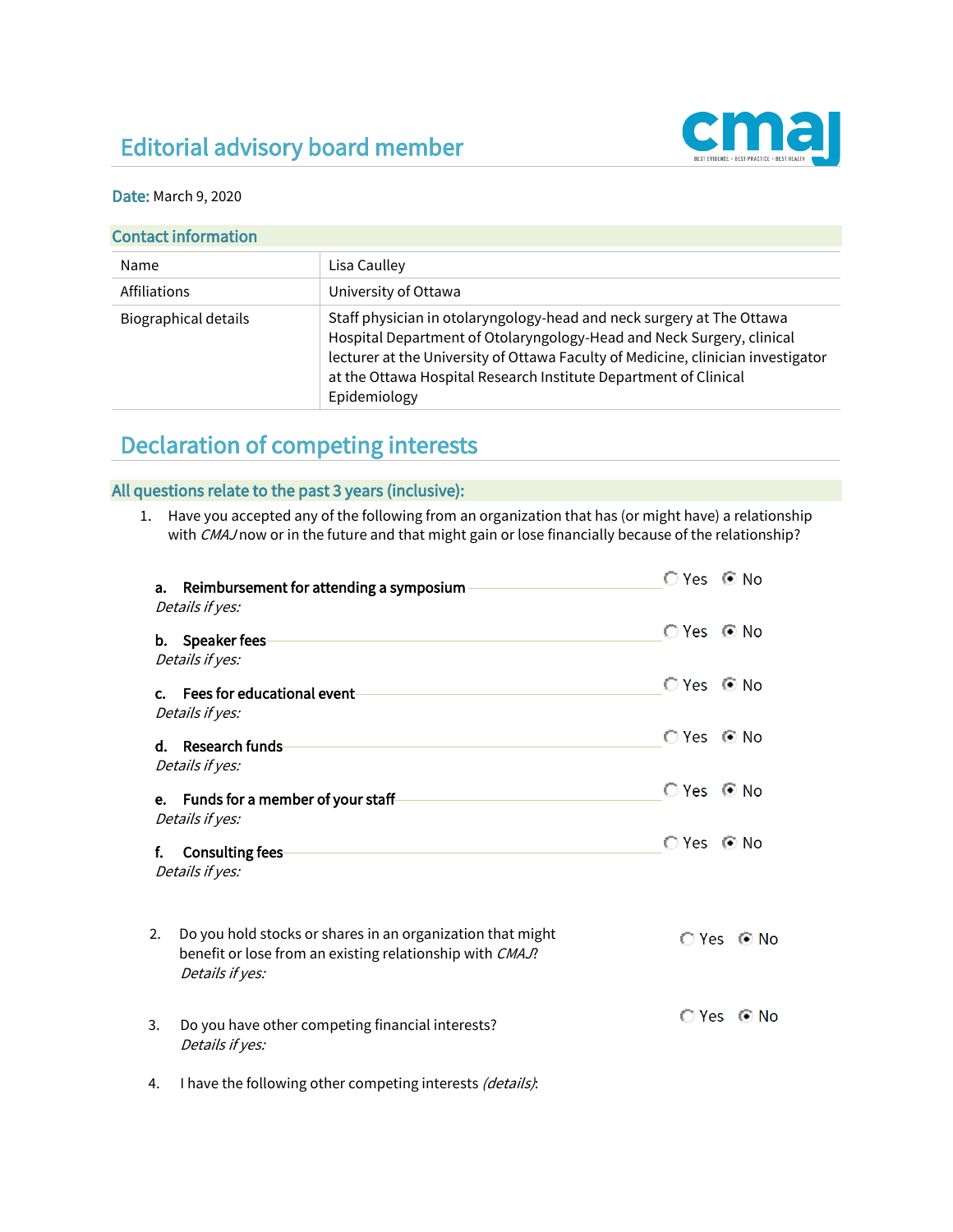# Editorial advisory board member

**Date:** March 9, 2020

## Contact information

| | |
|---|---|
| Name | Lisa Caulley |
| Affiliations | University of Ottawa |
| Biographical details | Staff physician in otolaryngology-head and neck surgery at The Ottawa Hospital Department of Otolaryngology-Head and Neck Surgery, clinical lecturer at the University of Ottawa Faculty of Medicine, clinician investigator at the Ottawa Hospital Research Institute Department of Clinical Epidemiology |

## Declaration of competing interests

### All questions relate to the past 3 years (inclusive):

1. Have you accepted any of the following from an organization that has (or might have) a relationship with *CMAJ* now or in the future and that might gain or lose financially because of the relationship?

   a. **Reimbursement for attending a symposium** — ○ Yes ◉ No
   *Details if yes:*

   b. **Speaker fees** — ○ Yes ◉ No
   *Details if yes:*

   c. **Fees for educational event** — ○ Yes ◉ No
   *Details if yes:*

   d. **Research funds** — ○ Yes ◉ No
   *Details if yes:*

   e. **Funds for a member of your staff** — ○ Yes ◉ No
   *Details if yes:*

   f. **Consulting fees** — ○ Yes ◉ No
   *Details if yes:*

2. Do you hold stocks or shares in an organization that might benefit or lose from an existing relationship with *CMAJ*? — ○ Yes ◉ No
   *Details if yes:*

3. Do you have other competing financial interests? — ○ Yes ◉ No
   *Details if yes:*

4. I have the following other competing interests *(details)*: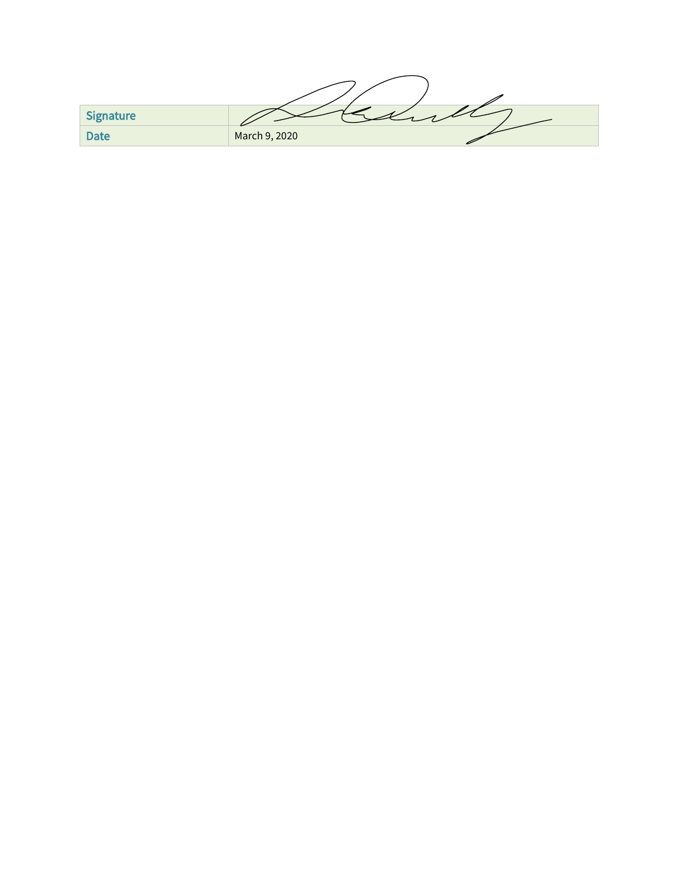| | |
|---|---|
| **Signature** | |
| **Date** | March 9, 2020 |